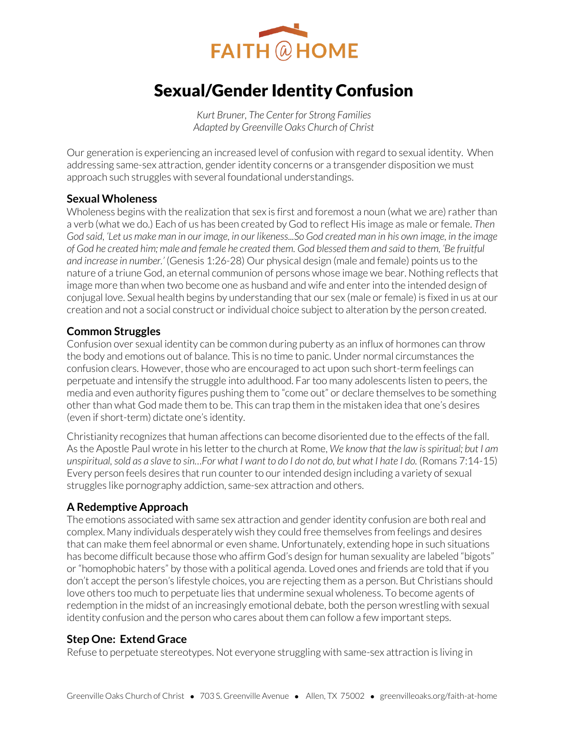FAITH @ HOME

# Sexual/Gender Identity Confusion

*Kurt Bruner, The Center for Strong Families*
*Adapted by Greenville Oaks Church of Christ*

Our generation is experiencing an increased level of confusion with regard to sexual identity. When addressing same-sex attraction, gender identity concerns or a transgender disposition we must approach such struggles with several foundational understandings.

## Sexual Wholeness

Wholeness begins with the realization that sex is first and foremost a noun (what we are) rather than a verb (what we do.) Each of us has been created by God to reflect His image as male or female. *Then God said, 'Let us make man in our image, in our likeness...So God created man in his own image, in the image of God he created him; male and female he created them. God blessed them and said to them, 'Be fruitful and increase in number.'* (Genesis 1:26-28) Our physical design (male and female) points us to the nature of a triune God, an eternal communion of persons whose image we bear. Nothing reflects that image more than when two become one as husband and wife and enter into the intended design of conjugal love. Sexual health begins by understanding that our sex (male or female) is fixed in us at our creation and not a social construct or individual choice subject to alteration by the person created.

## Common Struggles

Confusion over sexual identity can be common during puberty as an influx of hormones can throw the body and emotions out of balance. This is no time to panic. Under normal circumstances the confusion clears. However, those who are encouraged to act upon such short-term feelings can perpetuate and intensify the struggle into adulthood. Far too many adolescents listen to peers, the media and even authority figures pushing them to "come out" or declare themselves to be something other than what God made them to be. This can trap them in the mistaken idea that one's desires (even if short-term) dictate one's identity.

Christianity recognizes that human affections can become disoriented due to the effects of the fall. As the Apostle Paul wrote in his letter to the church at Rome, *We know that the law is spiritual; but I am unspiritual, sold as a slave to sin…For what I want to do I do not do, but what I hate I do.* (Romans 7:14-15) Every person feels desires that run counter to our intended design including a variety of sexual struggles like pornography addiction, same-sex attraction and others.

## A Redemptive Approach

The emotions associated with same sex attraction and gender identity confusion are both real and complex. Many individuals desperately wish they could free themselves from feelings and desires that can make them feel abnormal or even shame. Unfortunately, extending hope in such situations has become difficult because those who affirm God's design for human sexuality are labeled "bigots" or "homophobic haters" by those with a political agenda. Loved ones and friends are told that if you don't accept the person's lifestyle choices, you are rejecting them as a person. But Christians should love others too much to perpetuate lies that undermine sexual wholeness. To become agents of redemption in the midst of an increasingly emotional debate, both the person wrestling with sexual identity confusion and the person who cares about them can follow a few important steps.

## Step One: Extend Grace

Refuse to perpetuate stereotypes. Not everyone struggling with same-sex attraction is living in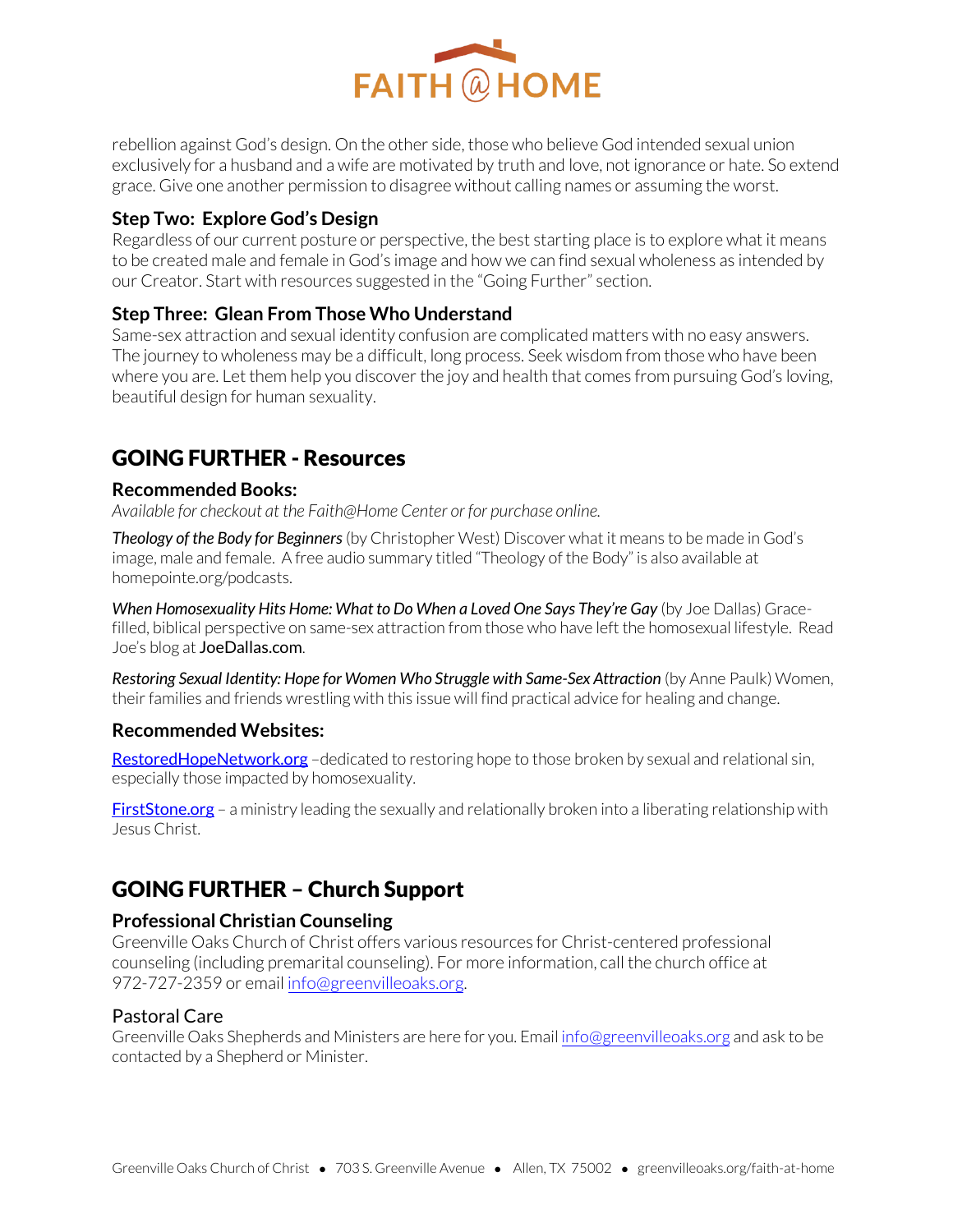rebellion against God's design. On the other side, those who believe God intended sexual union exclusively for a husband and a wife are motivated by truth and love, not ignorance or hate. So extend grace. Give one another permission to disagree without calling names or assuming the worst.

### Step Two: Explore God's Design

Regardless of our current posture or perspective, the best starting place is to explore what it means to be created male and female in God's image and how we can find sexual wholeness as intended by our Creator. Start with resources suggested in the "Going Further" section.

### Step Three: Glean From Those Who Understand

Same-sex attraction and sexual identity confusion are complicated matters with no easy answers. The journey to wholeness may be a difficult, long process. Seek wisdom from those who have been where you are. Let them help you discover the joy and health that comes from pursuing God's loving, beautiful design for human sexuality.

## GOING FURTHER - Resources

### Recommended Books:

*Available for checkout at the Faith@Home Center or for purchase online.*

***Theology of the Body for Beginners*** (by Christopher West) Discover what it means to be made in God's image, male and female. A free audio summary titled "Theology of the Body" is also available at homepointe.org/podcasts.

***When Homosexuality Hits Home: What to Do When a Loved One Says They're Gay*** (by Joe Dallas) Grace-filled, biblical perspective on same-sex attraction from those who have left the homosexual lifestyle. Read Joe's blog at JoeDallas.com.

***Restoring Sexual Identity: Hope for Women Who Struggle with Same-Sex Attraction*** (by Anne Paulk) Women, their families and friends wrestling with this issue will find practical advice for healing and change.

### Recommended Websites:

RestoredHopeNetwork.org –dedicated to restoring hope to those broken by sexual and relational sin, especially those impacted by homosexuality.

FirstStone.org – a ministry leading the sexually and relationally broken into a liberating relationship with Jesus Christ.

## GOING FURTHER – Church Support

### Professional Christian Counseling

Greenville Oaks Church of Christ offers various resources for Christ-centered professional counseling (including premarital counseling). For more information, call the church office at 972-727-2359 or email info@greenvilleoaks.org.

### Pastoral Care

Greenville Oaks Shepherds and Ministers are here for you. Email info@greenvilleoaks.org and ask to be contacted by a Shepherd or Minister.